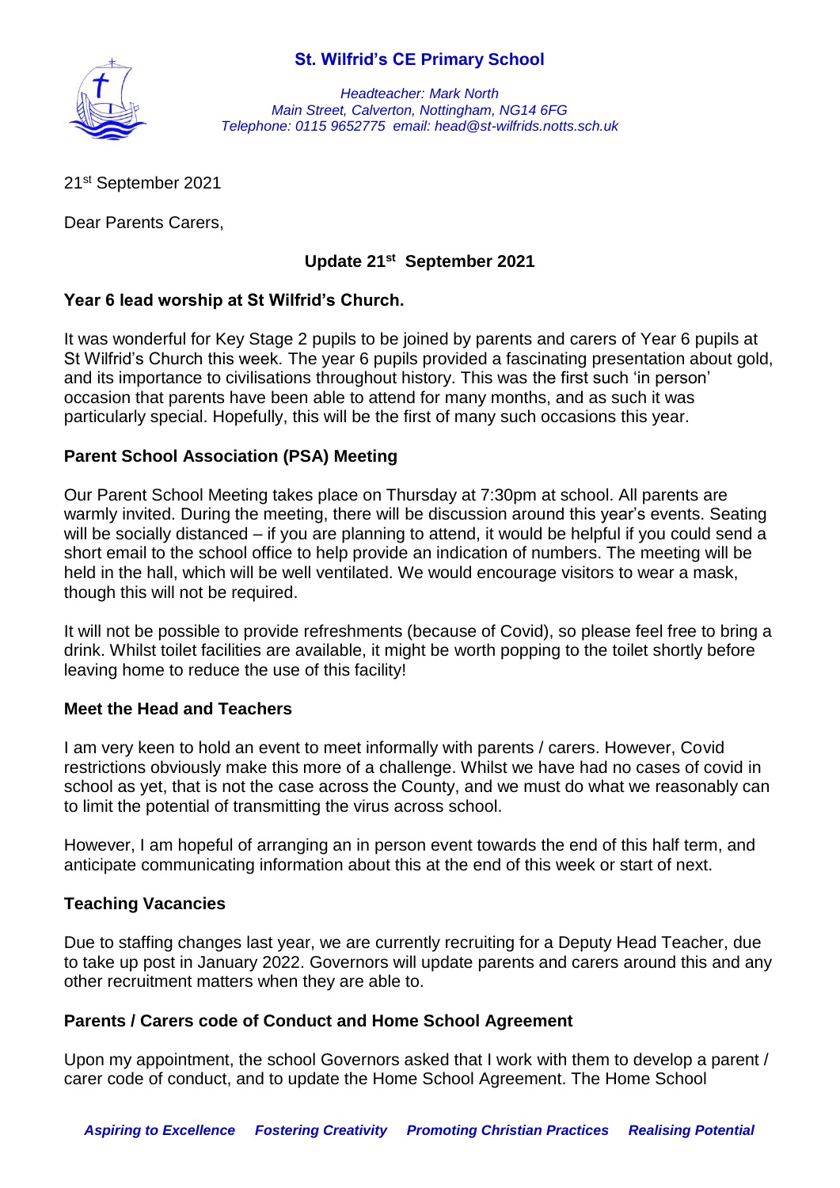# St. Wilfrid's CE Primary School

*Headteacher: Mark North*
*Main Street, Calverton, Nottingham, NG14 6FG*
*Telephone: 0115 9652775 email: head@st-wilfrids.notts.sch.uk*

21st September 2021

Dear Parents Carers,

## Update 21st September 2021

### Year 6 lead worship at St Wilfrid's Church.

It was wonderful for Key Stage 2 pupils to be joined by parents and carers of Year 6 pupils at St Wilfrid's Church this week. The year 6 pupils provided a fascinating presentation about gold, and its importance to civilisations throughout history. This was the first such 'in person' occasion that parents have been able to attend for many months, and as such it was particularly special. Hopefully, this will be the first of many such occasions this year.

### Parent School Association (PSA) Meeting

Our Parent School Meeting takes place on Thursday at 7:30pm at school. All parents are warmly invited. During the meeting, there will be discussion around this year's events. Seating will be socially distanced – if you are planning to attend, it would be helpful if you could send a short email to the school office to help provide an indication of numbers. The meeting will be held in the hall, which will be well ventilated. We would encourage visitors to wear a mask, though this will not be required.

It will not be possible to provide refreshments (because of Covid), so please feel free to bring a drink. Whilst toilet facilities are available, it might be worth popping to the toilet shortly before leaving home to reduce the use of this facility!

### Meet the Head and Teachers

I am very keen to hold an event to meet informally with parents / carers. However, Covid restrictions obviously make this more of a challenge. Whilst we have had no cases of covid in school as yet, that is not the case across the County, and we must do what we reasonably can to limit the potential of transmitting the virus across school.

However, I am hopeful of arranging an in person event towards the end of this half term, and anticipate communicating information about this at the end of this week or start of next.

### Teaching Vacancies

Due to staffing changes last year, we are currently recruiting for a Deputy Head Teacher, due to take up post in January 2022. Governors will update parents and carers around this and any other recruitment matters when they are able to.

### Parents / Carers code of Conduct and Home School Agreement

Upon my appointment, the school Governors asked that I work with them to develop a parent / carer code of conduct, and to update the Home School Agreement. The Home School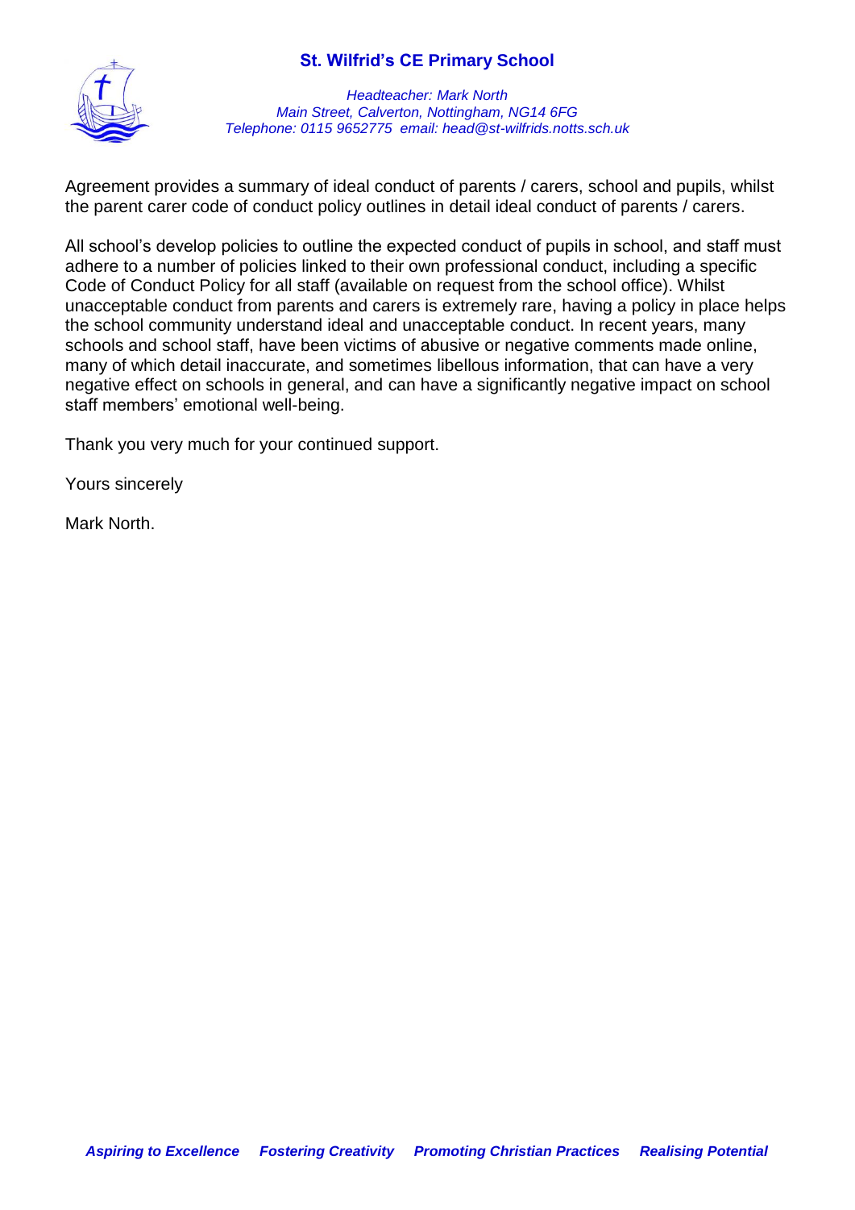**St. Wilfrid's CE Primary School**

*Headteacher: Mark North*
*Main Street, Calverton, Nottingham, NG14 6FG*
*Telephone: 0115 9652775 email: head@st-wilfrids.notts.sch.uk*

Agreement provides a summary of ideal conduct of parents / carers, school and pupils, whilst the parent carer code of conduct policy outlines in detail ideal conduct of parents / carers.

All school's develop policies to outline the expected conduct of pupils in school, and staff must adhere to a number of policies linked to their own professional conduct, including a specific Code of Conduct Policy for all staff (available on request from the school office). Whilst unacceptable conduct from parents and carers is extremely rare, having a policy in place helps the school community understand ideal and unacceptable conduct. In recent years, many schools and school staff, have been victims of abusive or negative comments made online, many of which detail inaccurate, and sometimes libellous information, that can have a very negative effect on schools in general, and can have a significantly negative impact on school staff members' emotional well-being.

Thank you very much for your continued support.

Yours sincerely

Mark North.

***Aspiring to Excellence*** ***Fostering Creativity*** ***Promoting Christian Practices*** ***Realising Potential***